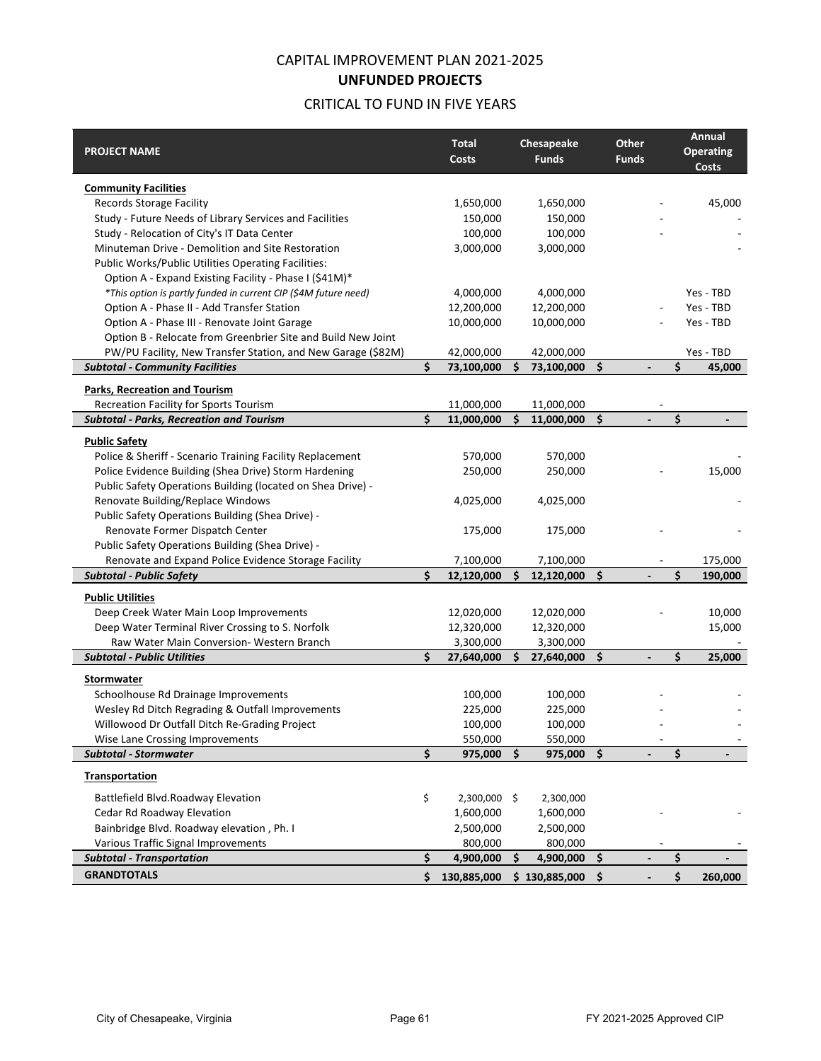# CAPITAL IMPROVEMENT PLAN 2021-2025

## UNFUNDED PROJECTS

### CRITICAL TO FUND IN FIVE YEARS

| PROJECT NAME | Total Costs | Chesapeake Funds | Other Funds | Annual Operating Costs |
|---|---|---|---|---|
| **Community Facilities** | | | | |
| Records Storage Facility | 1,650,000 | 1,650,000 | - | 45,000 |
| Study - Future Needs of Library Services and Facilities | 150,000 | 150,000 | - | - |
| Study - Relocation of City's IT Data Center | 100,000 | 100,000 | - | - |
| Minuteman Drive - Demolition and Site Restoration | 3,000,000 | 3,000,000 | | - |
| Public Works/Public Utilities Operating Facilities: | | | | |
| Option A - Expand Existing Facility - Phase I ($41M)* | | | | |
| *\*This option is partly funded in current CIP ($4M future need)* | 4,000,000 | 4,000,000 | | Yes - TBD |
| Option A - Phase II - Add Transfer Station | 12,200,000 | 12,200,000 | - | Yes - TBD |
| Option A - Phase III - Renovate Joint Garage | 10,000,000 | 10,000,000 | - | Yes - TBD |
| Option B - Relocate from Greenbrier Site and Build New Joint PW/PU Facility, New Transfer Station, and New Garage ($82M) | 42,000,000 | 42,000,000 | | Yes - TBD |
| ***Subtotal - Community Facilities*** | **$ 73,100,000** | **$ 73,100,000** | **$ -** | **$ 45,000** |
| **Parks, Recreation and Tourism** | | | | |
| Recreation Facility for Sports Tourism | 11,000,000 | 11,000,000 | - | |
| ***Subtotal - Parks, Recreation and Tourism*** | **$ 11,000,000** | **$ 11,000,000** | **$ -** | **$ -** |
| **Public Safety** | | | | |
| Police & Sheriff - Scenario Training Facility Replacement | 570,000 | 570,000 | | - |
| Police Evidence Building (Shea Drive) Storm Hardening | 250,000 | 250,000 | - | 15,000 |
| Public Safety Operations Building (located on Shea Drive) - Renovate Building/Replace Windows | 4,025,000 | 4,025,000 | | - |
| Public Safety Operations Building (Shea Drive) - Renovate Former Dispatch Center | 175,000 | 175,000 | - | - |
| Public Safety Operations Building (Shea Drive) - Renovate and Expand Police Evidence Storage Facility | 7,100,000 | 7,100,000 | - | 175,000 |
| ***Subtotal - Public Safety*** | **$ 12,120,000** | **$ 12,120,000** | **$ -** | **$ 190,000** |
| **Public Utilities** | | | | |
| Deep Creek Water Main Loop Improvements | 12,020,000 | 12,020,000 | - | 10,000 |
| Deep Water Terminal River Crossing to S. Norfolk | 12,320,000 | 12,320,000 | | 15,000 |
| Raw Water Main Conversion- Western Branch | 3,300,000 | 3,300,000 | | - |
| ***Subtotal - Public Utilities*** | **$ 27,640,000** | **$ 27,640,000** | **$ -** | **$ 25,000** |
| **Stormwater** | | | | |
| Schoolhouse Rd Drainage Improvements | 100,000 | 100,000 | - | - |
| Wesley Rd Ditch Regrading & Outfall Improvements | 225,000 | 225,000 | - | - |
| Willowood Dr Outfall Ditch Re-Grading Project | 100,000 | 100,000 | - | - |
| Wise Lane Crossing Improvements | 550,000 | 550,000 | - | - |
| ***Subtotal - Stormwater*** | **$ 975,000** | **$ 975,000** | **$ -** | **$ -** |
| **Transportation** | | | | |
| Battlefield Blvd.Roadway Elevation | $ 2,300,000 | $ 2,300,000 | | |
| Cedar Rd Roadway Elevation | 1,600,000 | 1,600,000 | - | - |
| Bainbridge Blvd. Roadway elevation , Ph. I | 2,500,000 | 2,500,000 | | |
| Various Traffic Signal Improvements | 800,000 | 800,000 | - | - |
| ***Subtotal - Transportation*** | **$ 4,900,000** | **$ 4,900,000** | **$ -** | **$ -** |
| **GRANDTOTALS** | **$ 130,885,000** | **$ 130,885,000** | **$ -** | **$ 260,000** |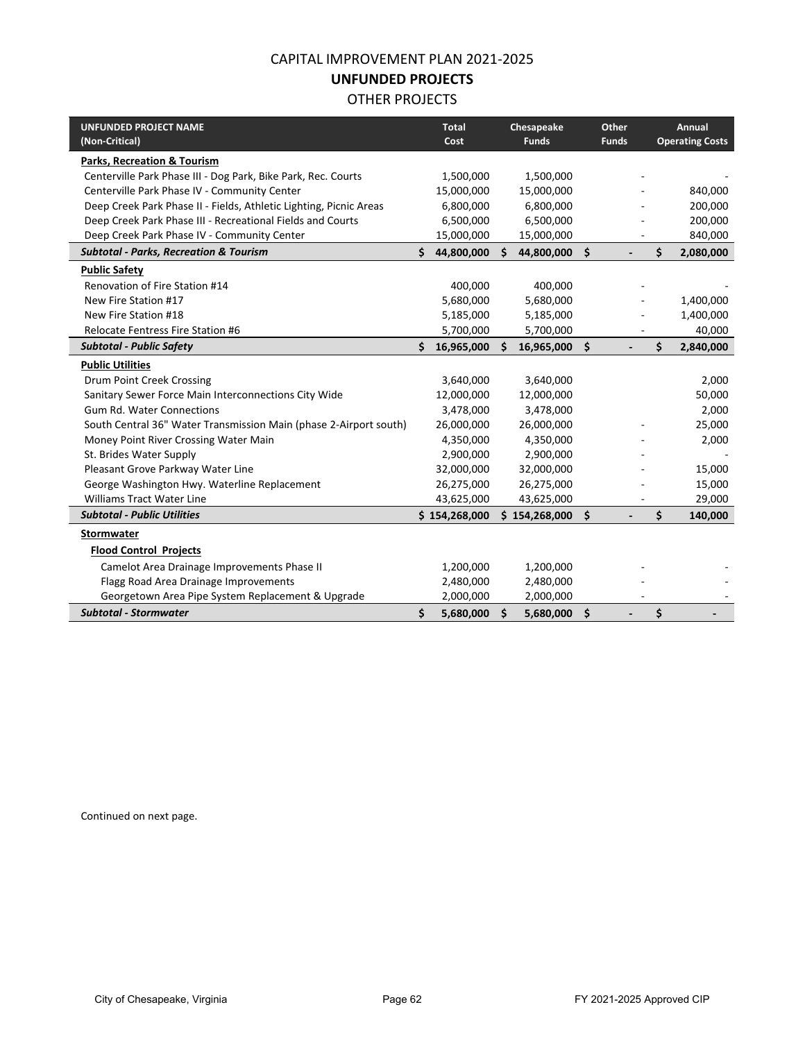# CAPITAL IMPROVEMENT PLAN 2021-2025

## UNFUNDED PROJECTS

### OTHER PROJECTS

| UNFUNDED PROJECT NAME (Non-Critical) | Total Cost | Chesapeake Funds | Other Funds | Annual Operating Costs |
|---|---|---|---|---|
| **Parks, Recreation & Tourism** | | | | |
| Centerville Park Phase III - Dog Park, Bike Park, Rec. Courts | 1,500,000 | 1,500,000 | - | - |
| Centerville Park Phase IV - Community Center | 15,000,000 | 15,000,000 | - | 840,000 |
| Deep Creek Park Phase II - Fields, Athletic Lighting, Picnic Areas | 6,800,000 | 6,800,000 | - | 200,000 |
| Deep Creek Park Phase III - Recreational Fields and Courts | 6,500,000 | 6,500,000 | - | 200,000 |
| Deep Creek Park Phase IV - Community Center | 15,000,000 | 15,000,000 | - | 840,000 |
| ***Subtotal - Parks, Recreation & Tourism*** | **$ 44,800,000** | **$ 44,800,000** | **$ -** | **$ 2,080,000** |
| **Public Safety** | | | | |
| Renovation of Fire Station #14 | 400,000 | 400,000 | - | - |
| New Fire Station #17 | 5,680,000 | 5,680,000 | - | 1,400,000 |
| New Fire Station #18 | 5,185,000 | 5,185,000 | - | 1,400,000 |
| Relocate Fentress Fire Station #6 | 5,700,000 | 5,700,000 | - | 40,000 |
| ***Subtotal - Public Safety*** | **$ 16,965,000** | **$ 16,965,000** | **$ -** | **$ 2,840,000** |
| **Public Utilities** | | | | |
| Drum Point Creek Crossing | 3,640,000 | 3,640,000 | | 2,000 |
| Sanitary Sewer Force Main Interconnections City Wide | 12,000,000 | 12,000,000 | | 50,000 |
| Gum Rd. Water Connections | 3,478,000 | 3,478,000 | | 2,000 |
| South Central 36" Water Transmission Main (phase 2-Airport south) | 26,000,000 | 26,000,000 | - | 25,000 |
| Money Point River Crossing Water Main | 4,350,000 | 4,350,000 | - | 2,000 |
| St. Brides Water Supply | 2,900,000 | 2,900,000 | - | - |
| Pleasant Grove Parkway Water Line | 32,000,000 | 32,000,000 | - | 15,000 |
| George Washington Hwy. Waterline Replacement | 26,275,000 | 26,275,000 | - | 15,000 |
| Williams Tract Water Line | 43,625,000 | 43,625,000 | - | 29,000 |
| ***Subtotal - Public Utilities*** | **$ 154,268,000** | **$ 154,268,000** | **$ -** | **$ 140,000** |
| **Stormwater** | | | | |
| **Flood Control Projects** | | | | |
| Camelot Area Drainage Improvements Phase II | 1,200,000 | 1,200,000 | - | - |
| Flagg Road Area Drainage Improvements | 2,480,000 | 2,480,000 | - | - |
| Georgetown Area Pipe System Replacement & Upgrade | 2,000,000 | 2,000,000 | - | - |
| ***Subtotal - Stormwater*** | **$ 5,680,000** | **$ 5,680,000** | **$ -** | **$ -** |

Continued on next page.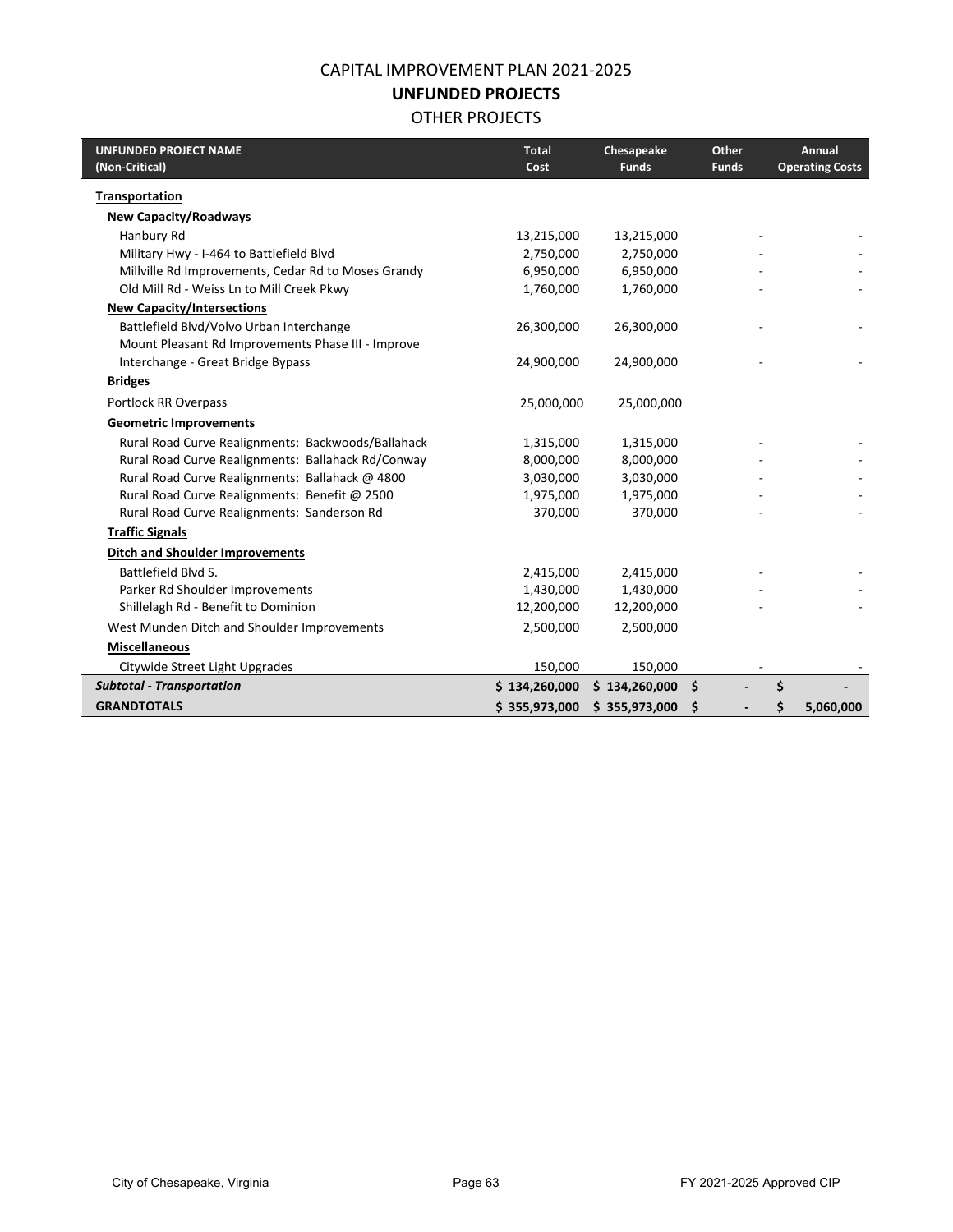# CAPITAL IMPROVEMENT PLAN 2021-2025

## UNFUNDED PROJECTS

### OTHER PROJECTS

| UNFUNDED PROJECT NAME (Non-Critical) | Total Cost | Chesapeake Funds | Other Funds | Annual Operating Costs |
|---|---|---|---|---|
| **Transportation** | | | | |
| **New Capacity/Roadways** | | | | |
| Hanbury Rd | 13,215,000 | 13,215,000 | - | - |
| Military Hwy - I-464 to Battlefield Blvd | 2,750,000 | 2,750,000 | - | - |
| Millville Rd Improvements, Cedar Rd to Moses Grandy | 6,950,000 | 6,950,000 | - | - |
| Old Mill Rd - Weiss Ln to Mill Creek Pkwy | 1,760,000 | 1,760,000 | - | - |
| **New Capacity/Intersections** | | | | |
| Battlefield Blvd/Volvo Urban Interchange | 26,300,000 | 26,300,000 | - | - |
| Mount Pleasant Rd Improvements Phase III - Improve Interchange - Great Bridge Bypass | 24,900,000 | 24,900,000 | - | - |
| **Bridges** | | | | |
| Portlock RR Overpass | 25,000,000 | 25,000,000 | | |
| **Geometric Improvements** | | | | |
| Rural Road Curve Realignments: Backwoods/Ballahack | 1,315,000 | 1,315,000 | - | - |
| Rural Road Curve Realignments: Ballahack Rd/Conway | 8,000,000 | 8,000,000 | - | - |
| Rural Road Curve Realignments: Ballahack @ 4800 | 3,030,000 | 3,030,000 | - | - |
| Rural Road Curve Realignments: Benefit @ 2500 | 1,975,000 | 1,975,000 | - | - |
| Rural Road Curve Realignments: Sanderson Rd | 370,000 | 370,000 | - | - |
| **Traffic Signals** | | | | |
| **Ditch and Shoulder Improvements** | | | | |
| Battlefield Blvd S. | 2,415,000 | 2,415,000 | - | - |
| Parker Rd Shoulder Improvements | 1,430,000 | 1,430,000 | - | - |
| Shillelagh Rd - Benefit to Dominion | 12,200,000 | 12,200,000 | - | - |
| West Munden Ditch and Shoulder Improvements | 2,500,000 | 2,500,000 | | |
| **Miscellaneous** | | | | |
| Citywide Street Light Upgrades | 150,000 | 150,000 | - | - |
| ***Subtotal - Transportation*** | **$ 134,260,000** | **$ 134,260,000** | **$ -** | **$ -** |
| **GRANDTOTALS** | **$ 355,973,000** | **$ 355,973,000** | **$ -** | **$ 5,060,000** |